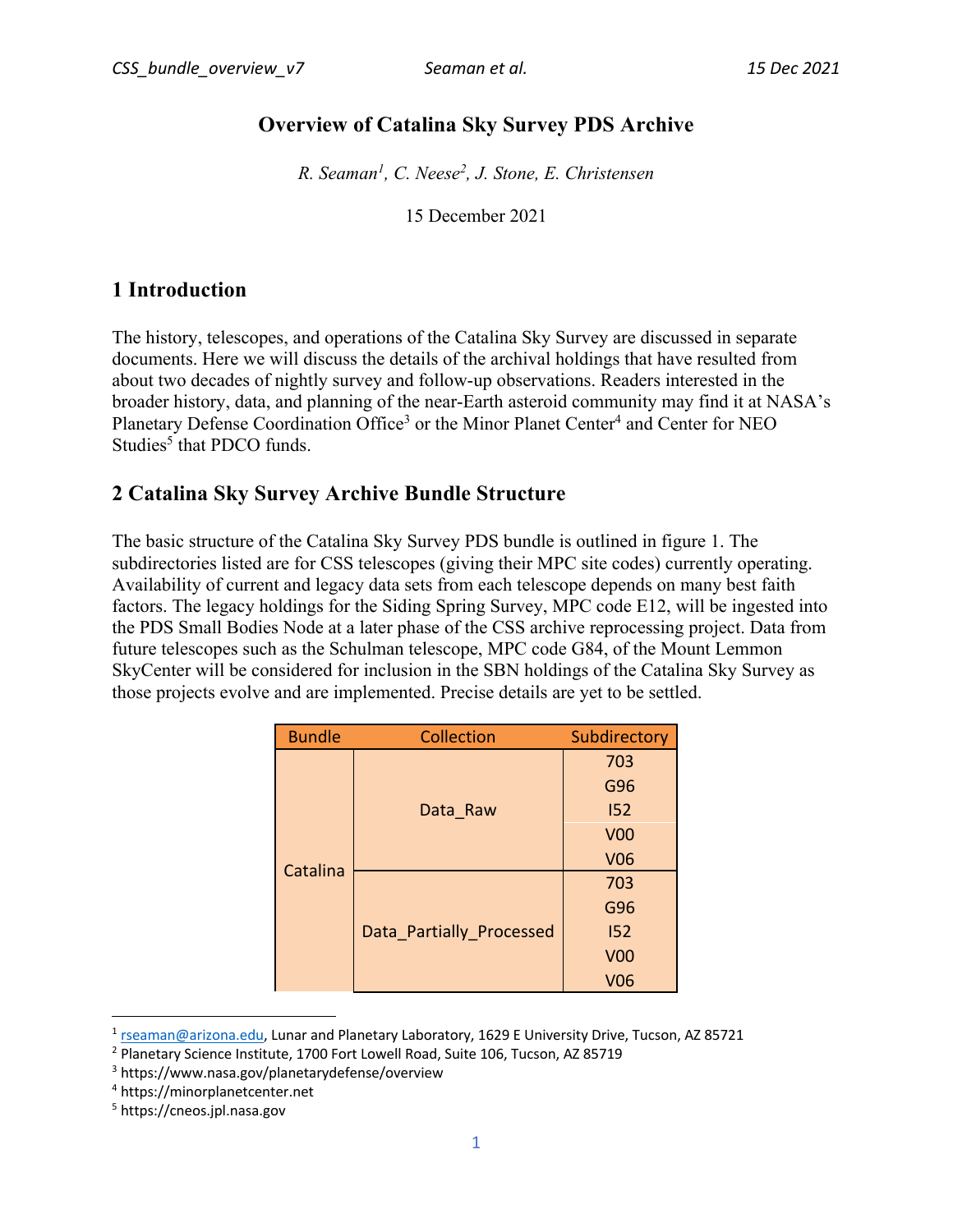# Overview of Catalina Sky Survey PDS Archive

*R. Seaman[1], C. Neese[2], J. Stone, E. Christensen*

15 December 2021

## 1 Introduction

The history, telescopes, and operations of the Catalina Sky Survey are discussed in separate documents. Here we will discuss the details of the archival holdings that have resulted from about two decades of nightly survey and follow-up observations. Readers interested in the broader history, data, and planning of the near-Earth asteroid community may find it at NASA's Planetary Defense Coordination Office[3] or the Minor Planet Center[4] and Center for NEO Studies[5] that PDCO funds.

## 2 Catalina Sky Survey Archive Bundle Structure

The basic structure of the Catalina Sky Survey PDS bundle is outlined in figure 1. The subdirectories listed are for CSS telescopes (giving their MPC site codes) currently operating. Availability of current and legacy data sets from each telescope depends on many best faith factors. The legacy holdings for the Siding Spring Survey, MPC code E12, will be ingested into the PDS Small Bodies Node at a later phase of the CSS archive reprocessing project. Data from future telescopes such as the Schulman telescope, MPC code G84, of the Mount Lemmon SkyCenter will be considered for inclusion in the SBN holdings of the Catalina Sky Survey as those projects evolve and are implemented. Precise details are yet to be settled.

| Bundle | Collection | Subdirectory |
|---|---|---|
| Catalina | Data_Raw | 703 |
| | | G96 |
| | | I52 |
| | | V00 |
| | | V06 |
| | Data_Partially_Processed | 703 |
| | | G96 |
| | | I52 |
| | | V00 |
| | | V06 |

[1] rseaman@arizona.edu, Lunar and Planetary Laboratory, 1629 E University Drive, Tucson, AZ 85721

[2] Planetary Science Institute, 1700 Fort Lowell Road, Suite 106, Tucson, AZ 85719

[3] https://www.nasa.gov/planetarydefense/overview

[4] https://minorplanetcenter.net

[5] https://cneos.jpl.nasa.gov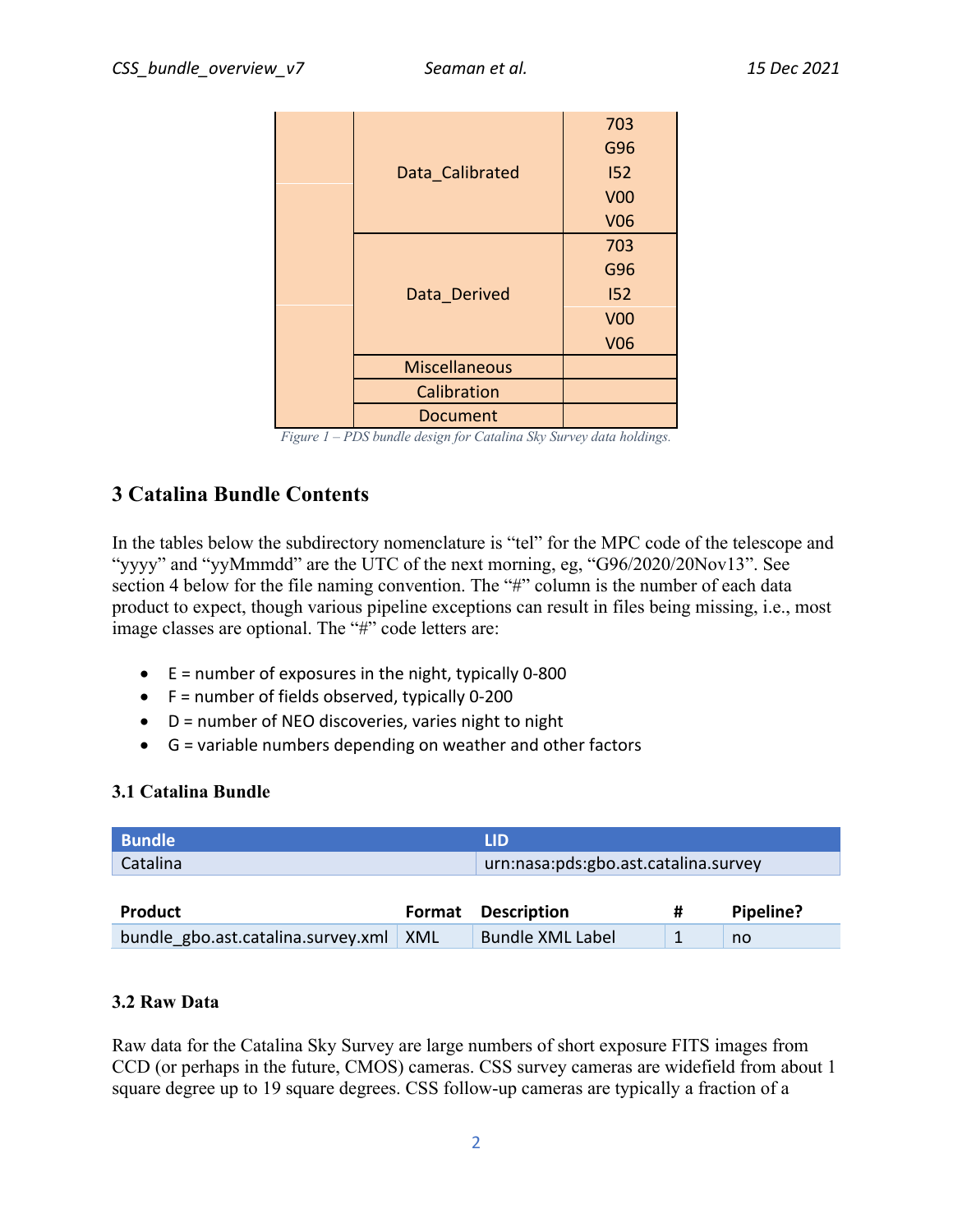| | | |
|---|---|---|
| | Data_Calibrated | 703 |
| | | G96 |
| | | I52 |
| | | V00 |
| | | V06 |
| | Data_Derived | 703 |
| | | G96 |
| | | I52 |
| | | V00 |
| | | V06 |
| | Miscellaneous | |
| | Calibration | |
| | Document | |

*Figure 1 – PDS bundle design for Catalina Sky Survey data holdings.*

# 3 Catalina Bundle Contents

In the tables below the subdirectory nomenclature is "tel" for the MPC code of the telescope and "yyyy" and "yyMmmdd" are the UTC of the next morning, eg, "G96/2020/20Nov13". See section 4 below for the file naming convention. The "#" column is the number of each data product to expect, though various pipeline exceptions can result in files being missing, i.e., most image classes are optional. The "#" code letters are:

- E = number of exposures in the night, typically 0-800
- F = number of fields observed, typically 0-200
- D = number of NEO discoveries, varies night to night
- G = variable numbers depending on weather and other factors

## 3.1 Catalina Bundle

| Bundle | LID |
|---|---|
| Catalina | urn:nasa:pds:gbo.ast.catalina.survey |

| Product | Format | Description | # | Pipeline? |
|---|---|---|---|---|
| bundle_gbo.ast.catalina.survey.xml | XML | Bundle XML Label | 1 | no |

## 3.2 Raw Data

Raw data for the Catalina Sky Survey are large numbers of short exposure FITS images from CCD (or perhaps in the future, CMOS) cameras. CSS survey cameras are widefield from about 1 square degree up to 19 square degrees. CSS follow-up cameras are typically a fraction of a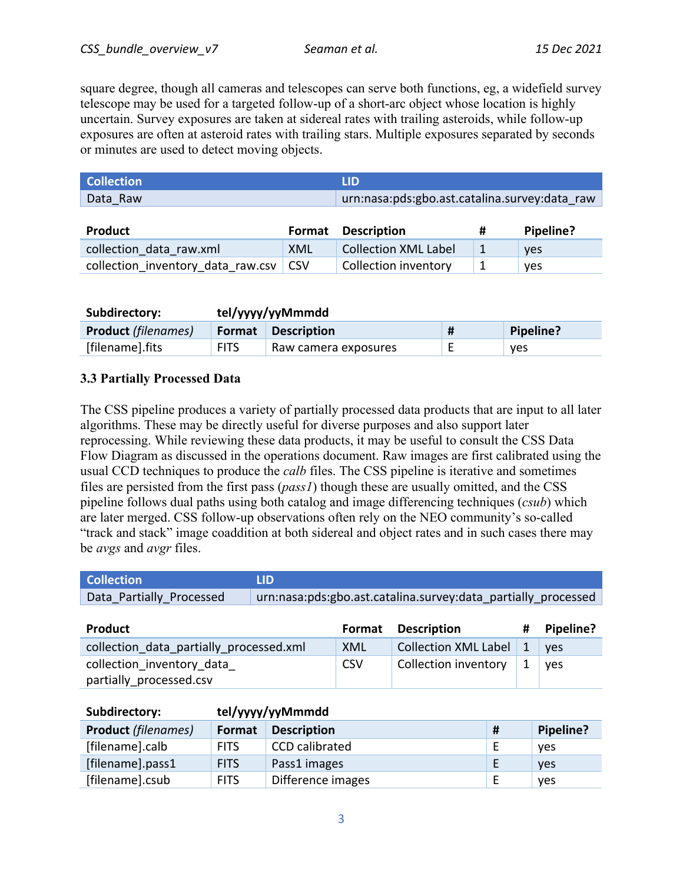square degree, though all cameras and telescopes can serve both functions, eg, a widefield survey telescope may be used for a targeted follow-up of a short-arc object whose location is highly uncertain. Survey exposures are taken at sidereal rates with trailing asteroids, while follow-up exposures are often at asteroid rates with trailing stars. Multiple exposures separated by seconds or minutes are used to detect moving objects.

| Collection | LID |
| --- | --- |
| Data_Raw | urn:nasa:pds:gbo.ast.catalina.survey:data_raw |

| Product | Format | Description | # | Pipeline? |
| --- | --- | --- | --- | --- |
| collection_data_raw.xml | XML | Collection XML Label | 1 | yes |
| collection_inventory_data_raw.csv | CSV | Collection inventory | 1 | yes |

**Subdirectory: tel/yyyy/yyMmmdd**

| **Product** *(filenames)* | Format | Description | # | Pipeline? |
| --- | --- | --- | --- | --- |
| [filename].fits | FITS | Raw camera exposures | E | yes |

### 3.3 Partially Processed Data

The CSS pipeline produces a variety of partially processed data products that are input to all later algorithms. These may be directly useful for diverse purposes and also support later reprocessing. While reviewing these data products, it may be useful to consult the CSS Data Flow Diagram as discussed in the operations document. Raw images are first calibrated using the usual CCD techniques to produce the *calb* files. The CSS pipeline is iterative and sometimes files are persisted from the first pass (*pass1*) though these are usually omitted, and the CSS pipeline follows dual paths using both catalog and image differencing techniques (*csub*) which are later merged. CSS follow-up observations often rely on the NEO community's so-called "track and stack" image coaddition at both sidereal and object rates and in such cases there may be *avgs* and *avgr* files.

| Collection | LID |
| --- | --- |
| Data_Partially_Processed | urn:nasa:pds:gbo.ast.catalina.survey:data_partially_processed |

| Product | Format | Description | # | Pipeline? |
| --- | --- | --- | --- | --- |
| collection_data_partially_processed.xml | XML | Collection XML Label | 1 | yes |
| collection_inventory_data_partially_processed.csv | CSV | Collection inventory | 1 | yes |

**Subdirectory: tel/yyyy/yyMmmdd**

| **Product** *(filenames)* | Format | Description | # | Pipeline? |
| --- | --- | --- | --- | --- |
| [filename].calb | FITS | CCD calibrated | E | yes |
| [filename].pass1 | FITS | Pass1 images | E | yes |
| [filename].csub | FITS | Difference images | E | yes |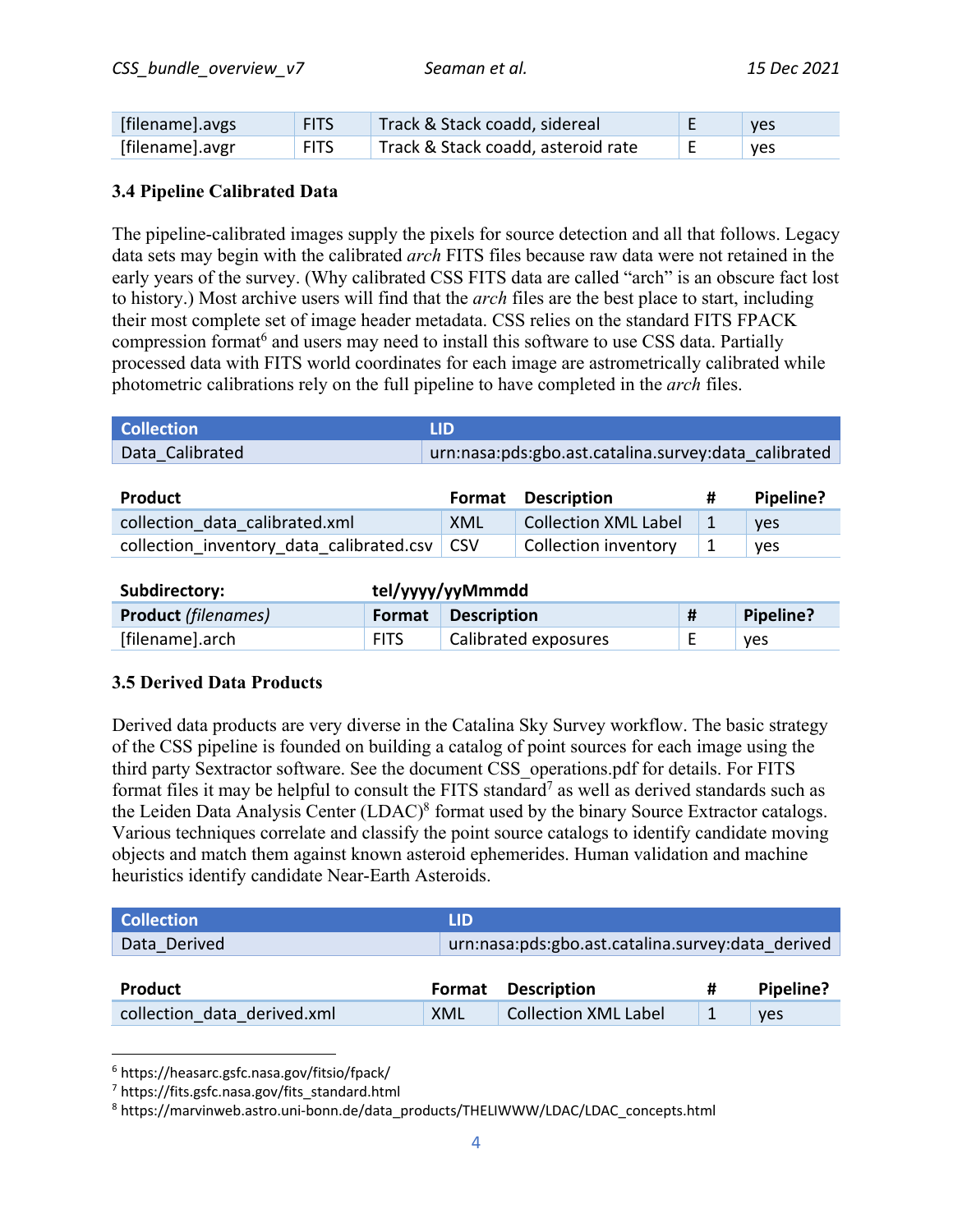| [filename].avgs | FITS | Track & Stack coadd, sidereal | E | yes |
|---|---|---|---|---|
| [filename].avgr | FITS | Track & Stack coadd, asteroid rate | E | yes |

### 3.4 Pipeline Calibrated Data

The pipeline-calibrated images supply the pixels for source detection and all that follows. Legacy data sets may begin with the calibrated *arch* FITS files because raw data were not retained in the early years of the survey. (Why calibrated CSS FITS data are called "arch" is an obscure fact lost to history.) Most archive users will find that the *arch* files are the best place to start, including their most complete set of image header metadata. CSS relies on the standard FITS FPACK compression format[6] and users may need to install this software to use CSS data. Partially processed data with FITS world coordinates for each image are astrometrically calibrated while photometric calibrations rely on the full pipeline to have completed in the *arch* files.

| Collection | LID |
|---|---|
| Data_Calibrated | urn:nasa:pds:gbo.ast.catalina.survey:data_calibrated |

| Product | Format | Description | # | Pipeline? |
|---|---|---|---|---|
| collection_data_calibrated.xml | XML | Collection XML Label | 1 | yes |
| collection_inventory_data_calibrated.csv | CSV | Collection inventory | 1 | yes |

| Subdirectory: | tel/yyyy/yyMmmdd | | | |
|---|---|---|---|---|
| **Product *(filenames)*** | **Format** | **Description** | **#** | **Pipeline?** |
| [filename].arch | FITS | Calibrated exposures | E | yes |

### 3.5 Derived Data Products

Derived data products are very diverse in the Catalina Sky Survey workflow. The basic strategy of the CSS pipeline is founded on building a catalog of point sources for each image using the third party Sextractor software. See the document CSS_operations.pdf for details. For FITS format files it may be helpful to consult the FITS standard[7] as well as derived standards such as the Leiden Data Analysis Center (LDAC)[8] format used by the binary Source Extractor catalogs. Various techniques correlate and classify the point source catalogs to identify candidate moving objects and match them against known asteroid ephemerides. Human validation and machine heuristics identify candidate Near-Earth Asteroids.

| Collection | LID |
|---|---|
| Data_Derived | urn:nasa:pds:gbo.ast.catalina.survey:data_derived |

| Product | Format | Description | # | Pipeline? |
|---|---|---|---|---|
| collection_data_derived.xml | XML | Collection XML Label | 1 | yes |

---

[6] https://heasarc.gsfc.nasa.gov/fitsio/fpack/

[7] https://fits.gsfc.nasa.gov/fits_standard.html

[8] https://marvinweb.astro.uni-bonn.de/data_products/THELIWWW/LDAC/LDAC_concepts.html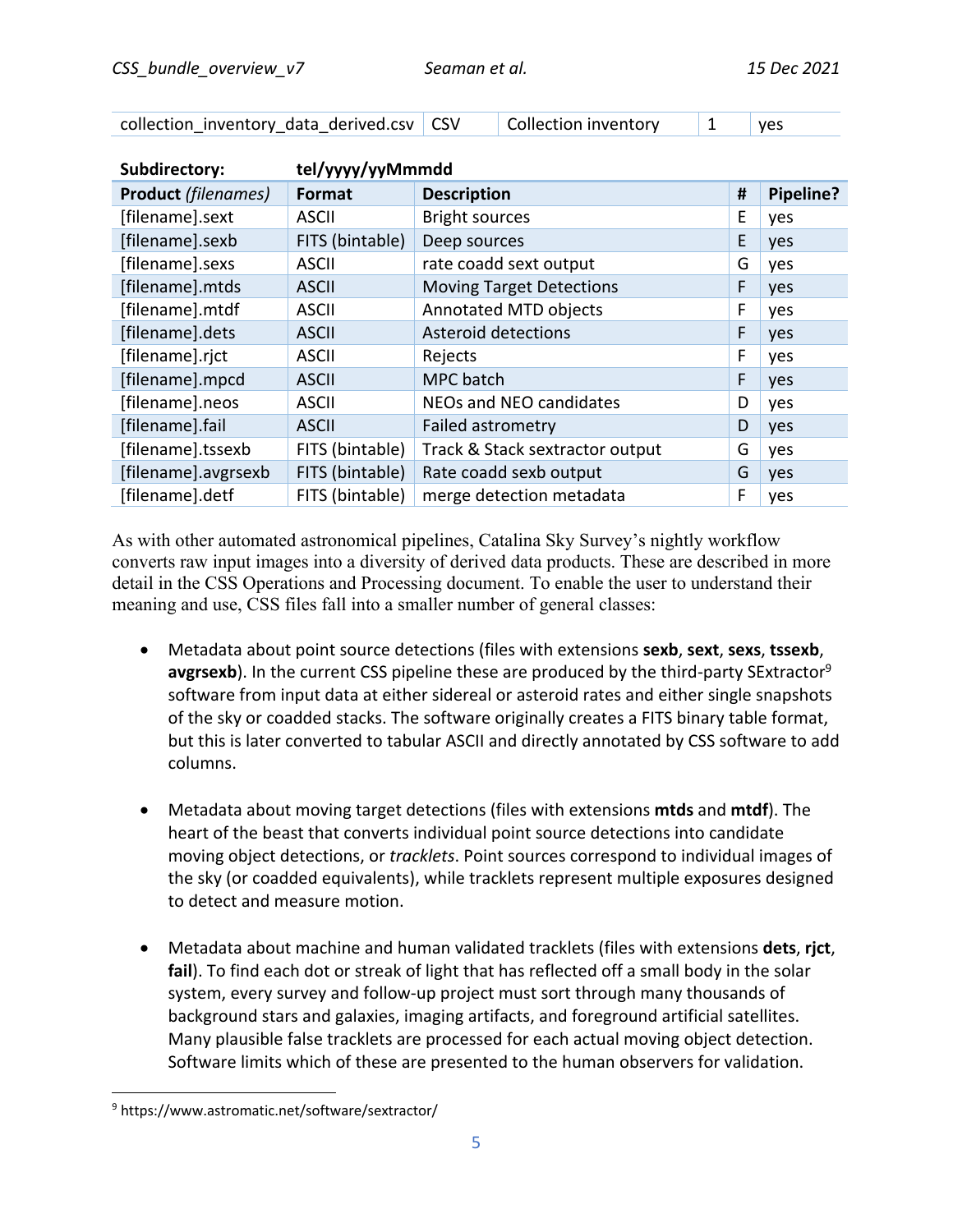| collection_inventory_data_derived.csv | CSV | Collection inventory | 1 | yes |
|---|---|---|---|---|

**Subdirectory:** **tel/yyyy/yyMmmdd**

| **Product** *(filenames)* | **Format** | **Description** | **#** | **Pipeline?** |
|---|---|---|---|---|
| [filename].sext | ASCII | Bright sources | E | yes |
| [filename].sexb | FITS (bintable) | Deep sources | E | yes |
| [filename].sexs | ASCII | rate coadd sext output | G | yes |
| [filename].mtds | ASCII | Moving Target Detections | F | yes |
| [filename].mtdf | ASCII | Annotated MTD objects | F | yes |
| [filename].dets | ASCII | Asteroid detections | F | yes |
| [filename].rjct | ASCII | Rejects | F | yes |
| [filename].mpcd | ASCII | MPC batch | F | yes |
| [filename].neos | ASCII | NEOs and NEO candidates | D | yes |
| [filename].fail | ASCII | Failed astrometry | D | yes |
| [filename].tssexb | FITS (bintable) | Track & Stack sextractor output | G | yes |
| [filename].avgrsexb | FITS (bintable) | Rate coadd sexb output | G | yes |
| [filename].detf | FITS (bintable) | merge detection metadata | F | yes |

As with other automated astronomical pipelines, Catalina Sky Survey's nightly workflow converts raw input images into a diversity of derived data products. These are described in more detail in the CSS Operations and Processing document. To enable the user to understand their meaning and use, CSS files fall into a smaller number of general classes:

- Metadata about point source detections (files with extensions **sexb**, **sext**, **sexs**, **tssexb**, **avgrsexb**). In the current CSS pipeline these are produced by the third-party SExtractor[9] software from input data at either sidereal or asteroid rates and either single snapshots of the sky or coadded stacks. The software originally creates a FITS binary table format, but this is later converted to tabular ASCII and directly annotated by CSS software to add columns.

- Metadata about moving target detections (files with extensions **mtds** and **mtdf**). The heart of the beast that converts individual point source detections into candidate moving object detections, or *tracklets*. Point sources correspond to individual images of the sky (or coadded equivalents), while tracklets represent multiple exposures designed to detect and measure motion.

- Metadata about machine and human validated tracklets (files with extensions **dets**, **rjct**, **fail**). To find each dot or streak of light that has reflected off a small body in the solar system, every survey and follow-up project must sort through many thousands of background stars and galaxies, imaging artifacts, and foreground artificial satellites. Many plausible false tracklets are processed for each actual moving object detection. Software limits which of these are presented to the human observers for validation.

[9] https://www.astromatic.net/software/sextractor/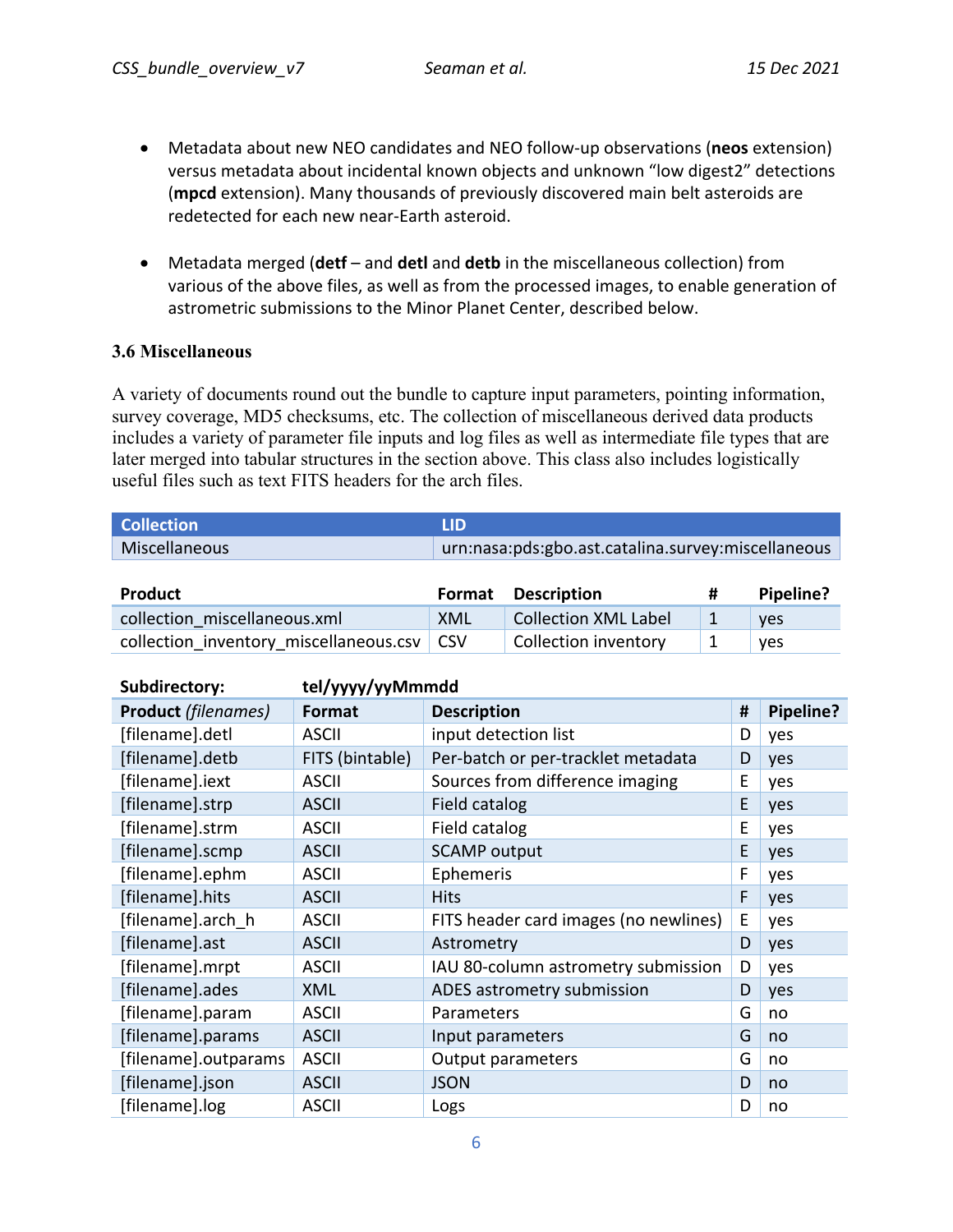- Metadata about new NEO candidates and NEO follow-up observations (**neos** extension) versus metadata about incidental known objects and unknown "low digest2" detections (**mpcd** extension). Many thousands of previously discovered main belt asteroids are redetected for each new near-Earth asteroid.

- Metadata merged (**detf** – and **detl** and **detb** in the miscellaneous collection) from various of the above files, as well as from the processed images, to enable generation of astrometric submissions to the Minor Planet Center, described below.

### 3.6 Miscellaneous

A variety of documents round out the bundle to capture input parameters, pointing information, survey coverage, MD5 checksums, etc. The collection of miscellaneous derived data products includes a variety of parameter file inputs and log files as well as intermediate file types that are later merged into tabular structures in the section above. This class also includes logistically useful files such as text FITS headers for the arch files.

| Collection | LID |
|---|---|
| Miscellaneous | urn:nasa:pds:gbo.ast.catalina.survey:miscellaneous |

| Product | Format | Description | # | Pipeline? |
|---|---|---|---|---|
| collection_miscellaneous.xml | XML | Collection XML Label | 1 | yes |
| collection_inventory_miscellaneous.csv | CSV | Collection inventory | 1 | yes |

**Subdirectory:** **tel/yyyy/yyMmmdd**

| **Product** *(filenames)* | Format | Description | # | Pipeline? |
|---|---|---|---|---|
| [filename].detl | ASCII | input detection list | D | yes |
| [filename].detb | FITS (bintable) | Per-batch or per-tracklet metadata | D | yes |
| [filename].iext | ASCII | Sources from difference imaging | E | yes |
| [filename].strp | ASCII | Field catalog | E | yes |
| [filename].strm | ASCII | Field catalog | E | yes |
| [filename].scmp | ASCII | SCAMP output | E | yes |
| [filename].ephm | ASCII | Ephemeris | F | yes |
| [filename].hits | ASCII | Hits | F | yes |
| [filename].arch_h | ASCII | FITS header card images (no newlines) | E | yes |
| [filename].ast | ASCII | Astrometry | D | yes |
| [filename].mrpt | ASCII | IAU 80-column astrometry submission | D | yes |
| [filename].ades | XML | ADES astrometry submission | D | yes |
| [filename].param | ASCII | Parameters | G | no |
| [filename].params | ASCII | Input parameters | G | no |
| [filename].outparams | ASCII | Output parameters | G | no |
| [filename].json | ASCII | JSON | D | no |
| [filename].log | ASCII | Logs | D | no |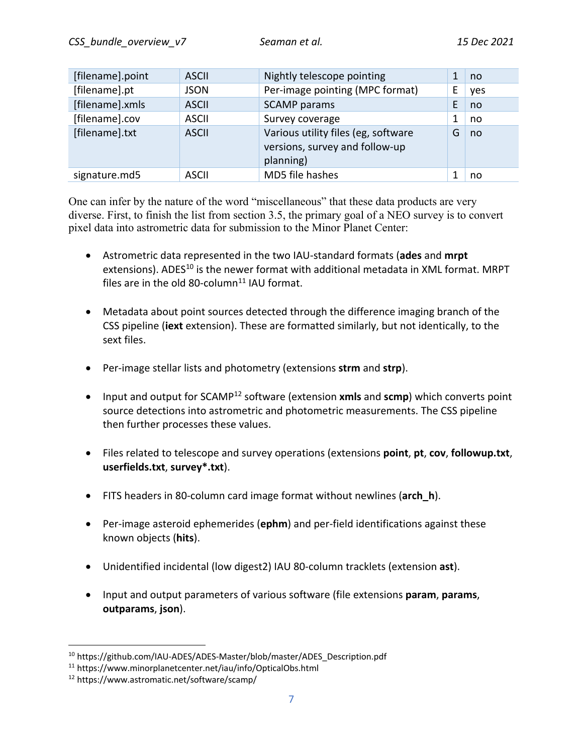| [filename].point | ASCII | Nightly telescope pointing | 1 | no |
|---|---|---|---|---|
| [filename].pt | JSON | Per-image pointing (MPC format) | E | yes |
| [filename].xmls | ASCII | SCAMP params | E | no |
| [filename].cov | ASCII | Survey coverage | 1 | no |
| [filename].txt | ASCII | Various utility files (eg, software versions, survey and follow-up planning) | G | no |
| signature.md5 | ASCII | MD5 file hashes | 1 | no |

One can infer by the nature of the word "miscellaneous" that these data products are very diverse. First, to finish the list from section 3.5, the primary goal of a NEO survey is to convert pixel data into astrometric data for submission to the Minor Planet Center:

- Astrometric data represented in the two IAU-standard formats (**ades** and **mrpt** extensions). ADES[10] is the newer format with additional metadata in XML format. MRPT files are in the old 80-column[11] IAU format.

- Metadata about point sources detected through the difference imaging branch of the CSS pipeline (**iext** extension). These are formatted similarly, but not identically, to the sext files.

- Per-image stellar lists and photometry (extensions **strm** and **strp**).

- Input and output for SCAMP[12] software (extension **xmls** and **scmp**) which converts point source detections into astrometric and photometric measurements. The CSS pipeline then further processes these values.

- Files related to telescope and survey operations (extensions **point**, **pt**, **cov**, **followup.txt**, **userfields.txt**, **survey*.txt**).

- FITS headers in 80-column card image format without newlines (**arch_h**).

- Per-image asteroid ephemerides (**ephm**) and per-field identifications against these known objects (**hits**).

- Unidentified incidental (low digest2) IAU 80-column tracklets (extension **ast**).

- Input and output parameters of various software (file extensions **param**, **params**, **outparams**, **json**).

[10] https://github.com/IAU-ADES/ADES-Master/blob/master/ADES_Description.pdf

[11] https://www.minorplanetcenter.net/iau/info/OpticalObs.html

[12] https://www.astromatic.net/software/scamp/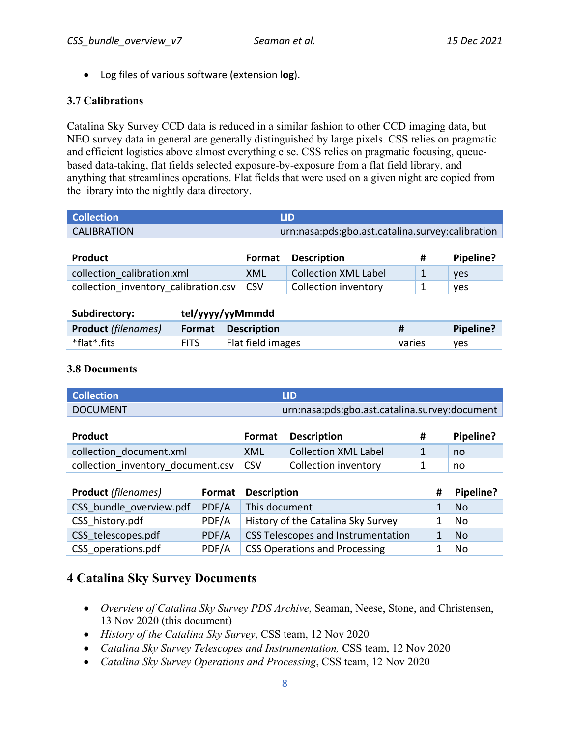- Log files of various software (extension **log**).

### 3.7 Calibrations

Catalina Sky Survey CCD data is reduced in a similar fashion to other CCD imaging data, but NEO survey data in general are generally distinguished by large pixels. CSS relies on pragmatic and efficient logistics above almost everything else. CSS relies on pragmatic focusing, queue-based data-taking, flat fields selected exposure-by-exposure from a flat field library, and anything that streamlines operations. Flat fields that were used on a given night are copied from the library into the nightly data directory.

| Collection | LID |
| --- | --- |
| CALIBRATION | urn:nasa:pds:gbo.ast.catalina.survey:calibration |

| Product | Format | Description | # | Pipeline? |
| --- | --- | --- | --- | --- |
| collection_calibration.xml | XML | Collection XML Label | 1 | yes |
| collection_inventory_calibration.csv | CSV | Collection inventory | 1 | yes |

**Subdirectory:** **tel/yyyy/yyMmmdd**

| Product *(filenames)* | Format | Description | # | Pipeline? |
| --- | --- | --- | --- | --- |
| *flat*.fits | FITS | Flat field images | varies | yes |

### 3.8 Documents

| Collection | LID |
| --- | --- |
| DOCUMENT | urn:nasa:pds:gbo.ast.catalina.survey:document |

| Product | Format | Description | # | Pipeline? |
| --- | --- | --- | --- | --- |
| collection_document.xml | XML | Collection XML Label | 1 | no |
| collection_inventory_document.csv | CSV | Collection inventory | 1 | no |

| Product *(filenames)* | Format | Description | # | Pipeline? |
| --- | --- | --- | --- | --- |
| CSS_bundle_overview.pdf | PDF/A | This document | 1 | No |
| CSS_history.pdf | PDF/A | History of the Catalina Sky Survey | 1 | No |
| CSS_telescopes.pdf | PDF/A | CSS Telescopes and Instrumentation | 1 | No |
| CSS_operations.pdf | PDF/A | CSS Operations and Processing | 1 | No |

## 4 Catalina Sky Survey Documents

- *Overview of Catalina Sky Survey PDS Archive*, Seaman, Neese, Stone, and Christensen, 13 Nov 2020 (this document)
- *History of the Catalina Sky Survey*, CSS team, 12 Nov 2020
- *Catalina Sky Survey Telescopes and Instrumentation,* CSS team, 12 Nov 2020
- *Catalina Sky Survey Operations and Processing*, CSS team, 12 Nov 2020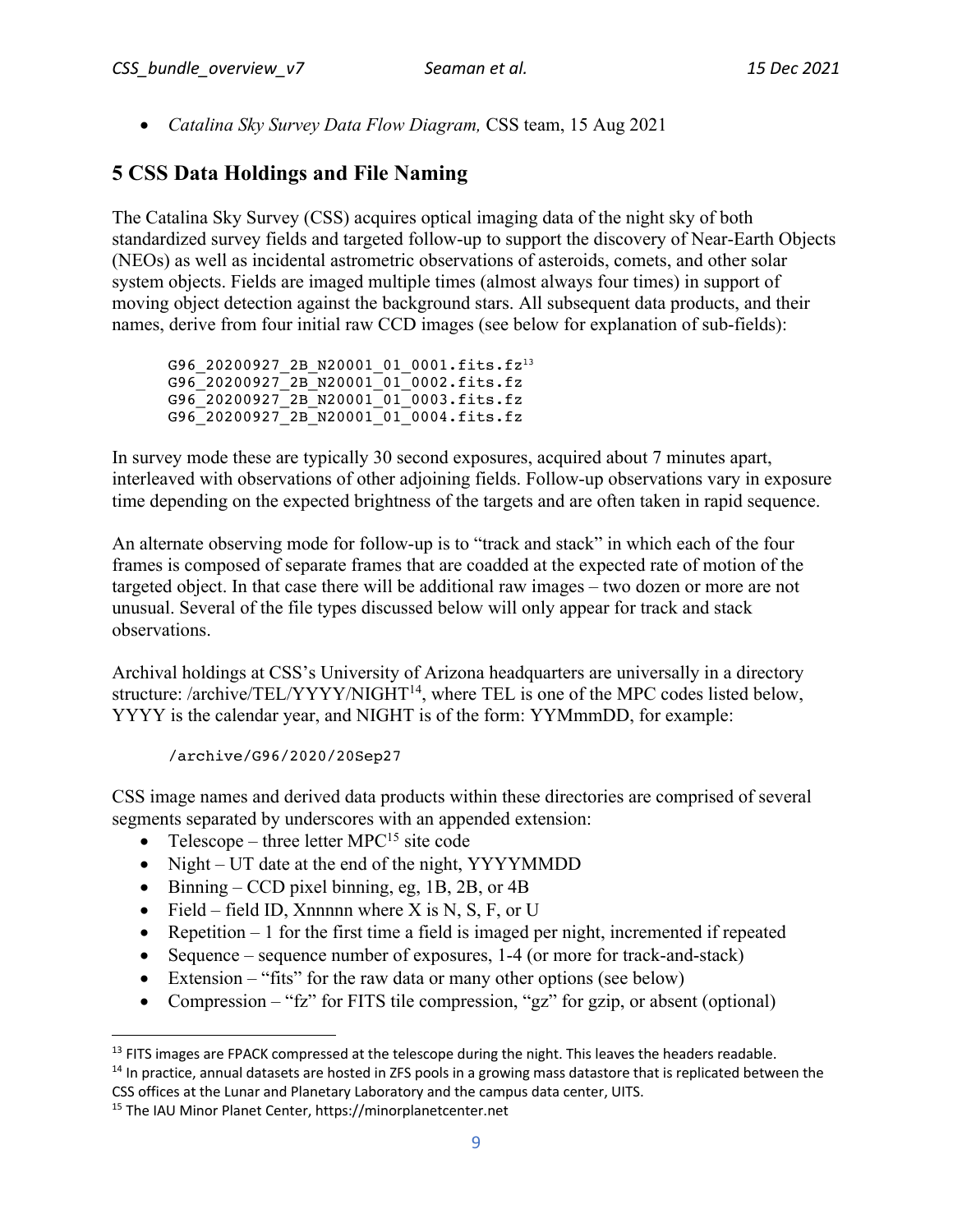- *Catalina Sky Survey Data Flow Diagram,* CSS team, 15 Aug 2021

## 5 CSS Data Holdings and File Naming

The Catalina Sky Survey (CSS) acquires optical imaging data of the night sky of both standardized survey fields and targeted follow-up to support the discovery of Near-Earth Objects (NEOs) as well as incidental astrometric observations of asteroids, comets, and other solar system objects. Fields are imaged multiple times (almost always four times) in support of moving object detection against the background stars. All subsequent data products, and their names, derive from four initial raw CCD images (see below for explanation of sub-fields):

```
G96_20200927_2B_N20001_01_0001.fits.fz[13]
G96_20200927_2B_N20001_01_0002.fits.fz
G96_20200927_2B_N20001_01_0003.fits.fz
G96_20200927_2B_N20001_01_0004.fits.fz
```

In survey mode these are typically 30 second exposures, acquired about 7 minutes apart, interleaved with observations of other adjoining fields. Follow-up observations vary in exposure time depending on the expected brightness of the targets and are often taken in rapid sequence.

An alternate observing mode for follow-up is to "track and stack" in which each of the four frames is composed of separate frames that are coadded at the expected rate of motion of the targeted object. In that case there will be additional raw images – two dozen or more are not unusual. Several of the file types discussed below will only appear for track and stack observations.

Archival holdings at CSS's University of Arizona headquarters are universally in a directory structure: /archive/TEL/YYYY/NIGHT[14], where TEL is one of the MPC codes listed below, YYYY is the calendar year, and NIGHT is of the form: YYMmmDD, for example:

```
/archive/G96/2020/20Sep27
```

CSS image names and derived data products within these directories are comprised of several segments separated by underscores with an appended extension:

- Telescope – three letter MPC[15] site code
- Night – UT date at the end of the night, YYYYMMDD
- Binning – CCD pixel binning, eg, 1B, 2B, or 4B
- Field – field ID, Xnnnnn where X is N, S, F, or U
- Repetition – 1 for the first time a field is imaged per night, incremented if repeated
- Sequence – sequence number of exposures, 1-4 (or more for track-and-stack)
- Extension – "fits" for the raw data or many other options (see below)
- Compression – "fz" for FITS tile compression, "gz" for gzip, or absent (optional)

---

[13] FITS images are FPACK compressed at the telescope during the night. This leaves the headers readable.

[14] In practice, annual datasets are hosted in ZFS pools in a growing mass datastore that is replicated between the CSS offices at the Lunar and Planetary Laboratory and the campus data center, UITS.

[15] The IAU Minor Planet Center, https://minorplanetcenter.net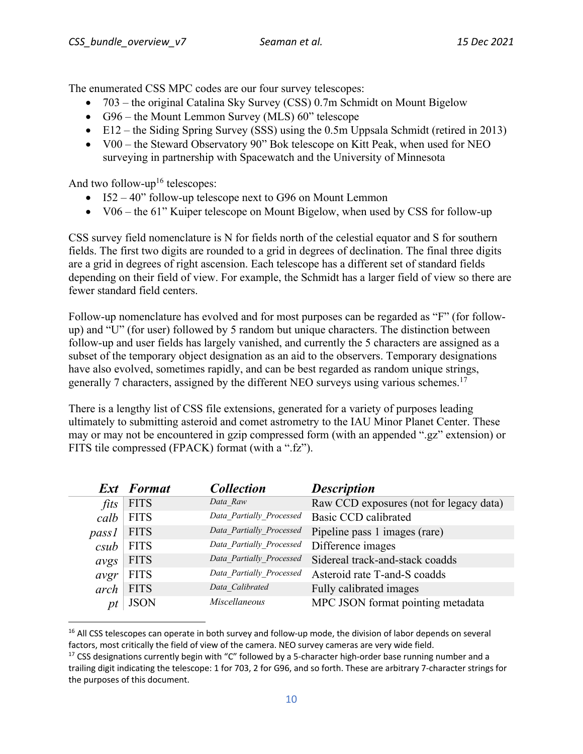The enumerated CSS MPC codes are our four survey telescopes:

- 703 – the original Catalina Sky Survey (CSS) 0.7m Schmidt on Mount Bigelow
- G96 – the Mount Lemmon Survey (MLS) 60" telescope
- E12 – the Siding Spring Survey (SSS) using the 0.5m Uppsala Schmidt (retired in 2013)
- V00 – the Steward Observatory 90" Bok telescope on Kitt Peak, when used for NEO surveying in partnership with Spacewatch and the University of Minnesota

And two follow-up[16] telescopes:

- I52 – 40" follow-up telescope next to G96 on Mount Lemmon
- V06 – the 61" Kuiper telescope on Mount Bigelow, when used by CSS for follow-up

CSS survey field nomenclature is N for fields north of the celestial equator and S for southern fields. The first two digits are rounded to a grid in degrees of declination. The final three digits are a grid in degrees of right ascension. Each telescope has a different set of standard fields depending on their field of view. For example, the Schmidt has a larger field of view so there are fewer standard field centers.

Follow-up nomenclature has evolved and for most purposes can be regarded as "F" (for follow-up) and "U" (for user) followed by 5 random but unique characters. The distinction between follow-up and user fields has largely vanished, and currently the 5 characters are assigned as a subset of the temporary object designation as an aid to the observers. Temporary designations have also evolved, sometimes rapidly, and can be best regarded as random unique strings, generally 7 characters, assigned by the different NEO surveys using various schemes.[17]

There is a lengthy list of CSS file extensions, generated for a variety of purposes leading ultimately to submitting asteroid and comet astrometry to the IAU Minor Planet Center. These may or may not be encountered in gzip compressed form (with an appended ".gz" extension) or FITS tile compressed (FPACK) format (with a ".fz").

| *Ext* | *Format* | *Collection* | *Description* |
|---|---|---|---|
| *fits* | FITS | *Data_Raw* | Raw CCD exposures (not for legacy data) |
| *calb* | FITS | *Data_Partially_Processed* | Basic CCD calibrated |
| *pass1* | FITS | *Data_Partially_Processed* | Pipeline pass 1 images (rare) |
| *csub* | FITS | *Data_Partially_Processed* | Difference images |
| *avgs* | FITS | *Data_Partially_Processed* | Sidereal track-and-stack coadds |
| *avgr* | FITS | *Data_Partially_Processed* | Asteroid rate T-and-S coadds |
| *arch* | FITS | *Data_Calibrated* | Fully calibrated images |
| *pt* | JSON | *Miscellaneous* | MPC JSON format pointing metadata |

[16] All CSS telescopes can operate in both survey and follow-up mode, the division of labor depends on several factors, most critically the field of view of the camera. NEO survey cameras are very wide field.

[17] CSS designations currently begin with "C" followed by a 5-character high-order base running number and a trailing digit indicating the telescope: 1 for 703, 2 for G96, and so forth. These are arbitrary 7-character strings for the purposes of this document.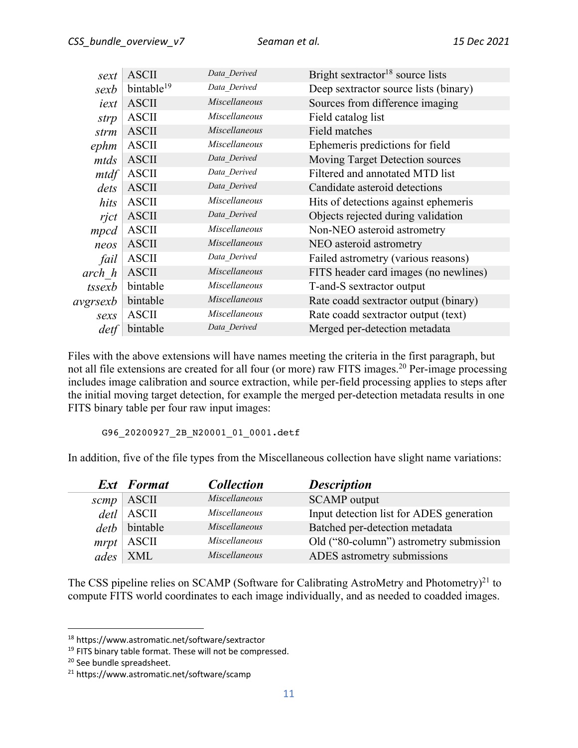| Ext | Format | Collection | Description |
|---|---|---|---|
| *sext* | ASCII | *Data_Derived* | Bright sextractor[18] source lists |
| *sexb* | bintable[19] | *Data_Derived* | Deep sextractor source lists (binary) |
| *iext* | ASCII | *Miscellaneous* | Sources from difference imaging |
| *strp* | ASCII | *Miscellaneous* | Field catalog list |
| *strm* | ASCII | *Miscellaneous* | Field matches |
| *ephm* | ASCII | *Miscellaneous* | Ephemeris predictions for field |
| *mtds* | ASCII | *Data_Derived* | Moving Target Detection sources |
| *mtdf* | ASCII | *Data_Derived* | Filtered and annotated MTD list |
| *dets* | ASCII | *Data_Derived* | Candidate asteroid detections |
| *hits* | ASCII | *Miscellaneous* | Hits of detections against ephemeris |
| *rjct* | ASCII | *Data_Derived* | Objects rejected during validation |
| *mpcd* | ASCII | *Miscellaneous* | Non-NEO asteroid astrometry |
| *neos* | ASCII | *Miscellaneous* | NEO asteroid astrometry |
| *fail* | ASCII | *Data_Derived* | Failed astrometry (various reasons) |
| *arch_h* | ASCII | *Miscellaneous* | FITS header card images (no newlines) |
| *tssexb* | bintable | *Miscellaneous* | T-and-S sextractor output |
| *avgrsexb* | bintable | *Miscellaneous* | Rate coadd sextractor output (binary) |
| *sexs* | ASCII | *Miscellaneous* | Rate coadd sextractor output (text) |
| *detf* | bintable | *Data_Derived* | Merged per-detection metadata |

Files with the above extensions will have names meeting the criteria in the first paragraph, but not all file extensions are created for all four (or more) raw FITS images.[20] Per-image processing includes image calibration and source extraction, while per-field processing applies to steps after the initial moving target detection, for example the merged per-detection metadata results in one FITS binary table per four raw input images:

```
G96_20200927_2B_N20001_01_0001.detf
```

In addition, five of the file types from the Miscellaneous collection have slight name variations:

| ***Ext*** | ***Format*** | ***Collection*** | ***Description*** |
|---|---|---|---|
| *scmp* | ASCII | *Miscellaneous* | SCAMP output |
| *detl* | ASCII | *Miscellaneous* | Input detection list for ADES generation |
| *detb* | bintable | *Miscellaneous* | Batched per-detection metadata |
| *mrpt* | ASCII | *Miscellaneous* | Old ("80-column") astrometry submission |
| *ades* | XML | *Miscellaneous* | ADES astrometry submissions |

The CSS pipeline relies on SCAMP (Software for Calibrating AstroMetry and Photometry)[21] to compute FITS world coordinates to each image individually, and as needed to coadded images.

[18] https://www.astromatic.net/software/sextractor
[19] FITS binary table format. These will not be compressed.
[20] See bundle spreadsheet.
[21] https://www.astromatic.net/software/scamp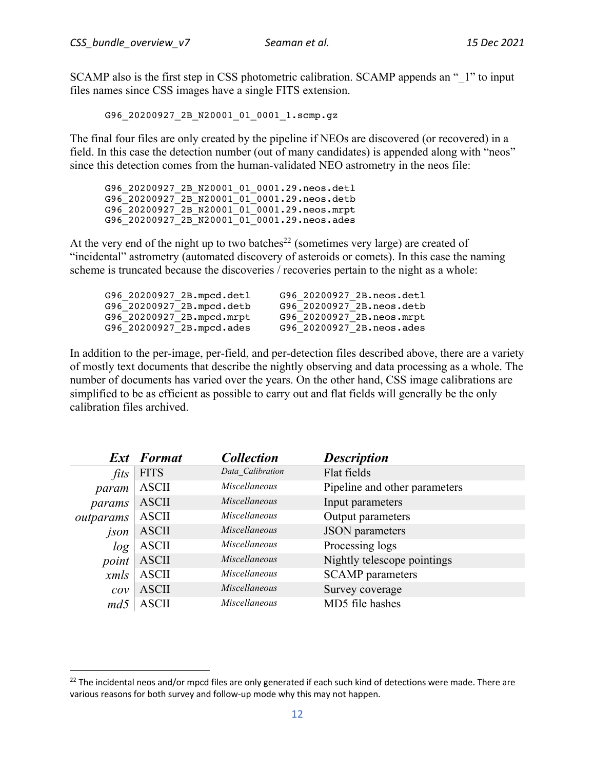SCAMP also is the first step in CSS photometric calibration. SCAMP appends an "_1" to input files names since CSS images have a single FITS extension.

```
G96_20200927_2B_N20001_01_0001_1.scmp.gz
```

The final four files are only created by the pipeline if NEOs are discovered (or recovered) in a field. In this case the detection number (out of many candidates) is appended along with "neos" since this detection comes from the human-validated NEO astrometry in the neos file:

```
G96_20200927_2B_N20001_01_0001.29.neos.detl
G96_20200927_2B_N20001_01_0001.29.neos.detb
G96_20200927_2B_N20001_01_0001.29.neos.mrpt
G96_20200927_2B_N20001_01_0001.29.neos.ades
```

At the very end of the night up to two batches[22] (sometimes very large) are created of "incidental" astrometry (automated discovery of asteroids or comets). In this case the naming scheme is truncated because the discoveries / recoveries pertain to the night as a whole:

```
G96_20200927_2B.mpcd.detl      G96_20200927_2B.neos.detl
G96_20200927_2B.mpcd.detb      G96_20200927_2B.neos.detb
G96_20200927_2B.mpcd.mrpt      G96_20200927_2B.neos.mrpt
G96_20200927_2B.mpcd.ades      G96_20200927_2B.neos.ades
```

In addition to the per-image, per-field, and per-detection files described above, there are a variety of mostly text documents that describe the nightly observing and data processing as a whole. The number of documents has varied over the years. On the other hand, CSS image calibrations are simplified to be as efficient as possible to carry out and flat fields will generally be the only calibration files archived.

| *Ext* | *Format* | *Collection* | *Description* |
|---|---|---|---|
| *fits* | FITS | *Data_Calibration* | Flat fields |
| *param* | ASCII | *Miscellaneous* | Pipeline and other parameters |
| *params* | ASCII | *Miscellaneous* | Input parameters |
| *outparams* | ASCII | *Miscellaneous* | Output parameters |
| *json* | ASCII | *Miscellaneous* | JSON parameters |
| *log* | ASCII | *Miscellaneous* | Processing logs |
| *point* | ASCII | *Miscellaneous* | Nightly telescope pointings |
| *xmls* | ASCII | *Miscellaneous* | SCAMP parameters |
| *cov* | ASCII | *Miscellaneous* | Survey coverage |
| *md5* | ASCII | *Miscellaneous* | MD5 file hashes |

[22] The incidental neos and/or mpcd files are only generated if each such kind of detections were made. There are various reasons for both survey and follow-up mode why this may not happen.